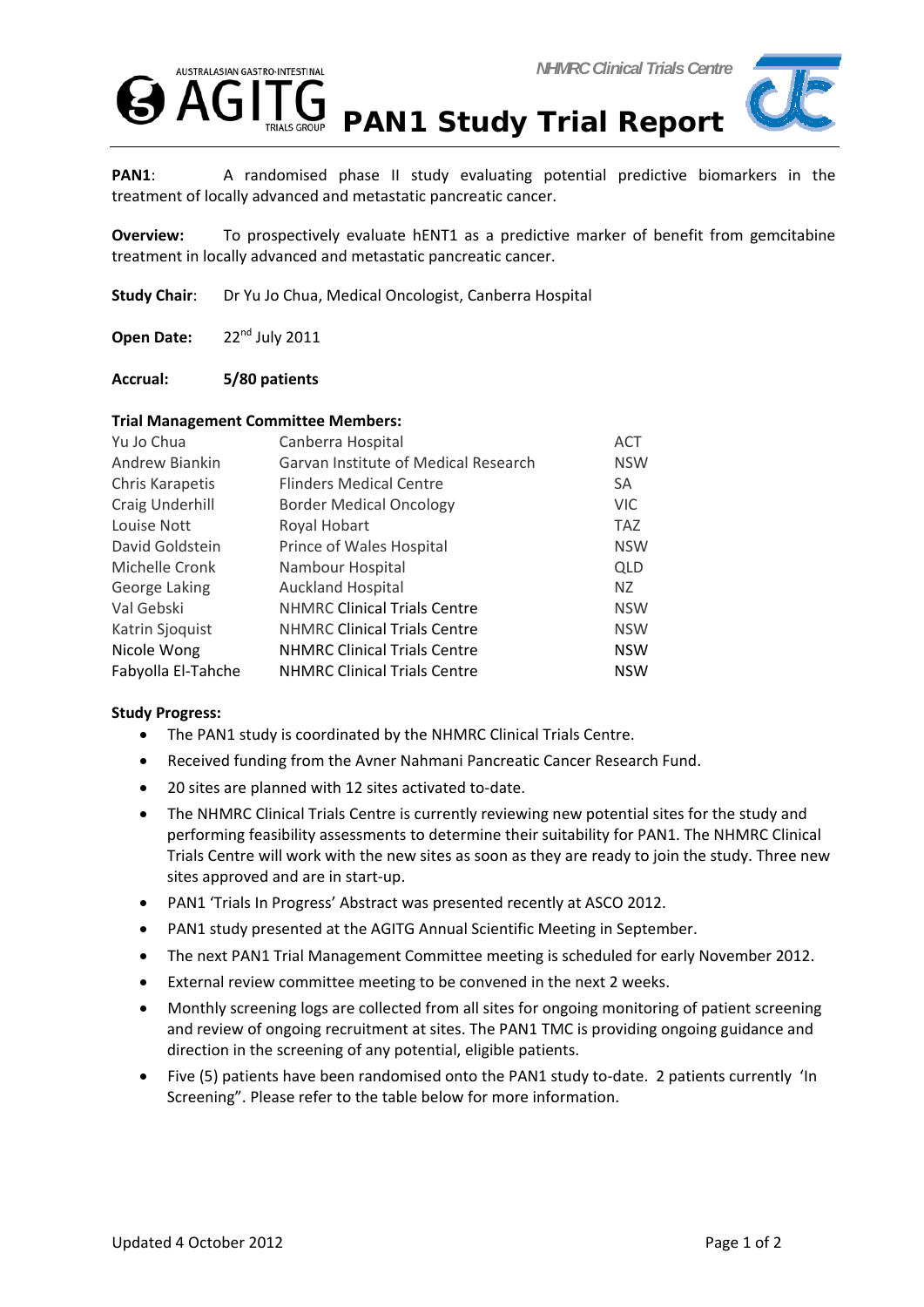# PAN1 Study Trial Report

**PAN1**: A randomised phase II study evaluating potential predictive biomarkers in the treatment of locally advanced and metastatic pancreatic cancer.

**Overview:** To prospectively evaluate hENT1 as a predictive marker of benefit from gemcitabine treatment in locally advanced and metastatic pancreatic cancer.

**Study Chair**: Dr Yu Jo Chua, Medical Oncologist, Canberra Hospital

**Open Date:** 22nd July 2011

**Accrual:** **5/80 patients**

**Trial Management Committee Members:**

| | | |
|---|---|---|
| Yu Jo Chua | Canberra Hospital | ACT |
| Andrew Biankin | Garvan Institute of Medical Research | NSW |
| Chris Karapetis | Flinders Medical Centre | SA |
| Craig Underhill | Border Medical Oncology | VIC |
| Louise Nott | Royal Hobart | TAZ |
| David Goldstein | Prince of Wales Hospital | NSW |
| Michelle Cronk | Nambour Hospital | QLD |
| George Laking | Auckland Hospital | NZ |
| Val Gebski | NHMRC Clinical Trials Centre | NSW |
| Katrin Sjoquist | NHMRC Clinical Trials Centre | NSW |
| Nicole Wong | NHMRC Clinical Trials Centre | NSW |
| Fabyolla El-Tahche | NHMRC Clinical Trials Centre | NSW |

**Study Progress:**

- The PAN1 study is coordinated by the NHMRC Clinical Trials Centre.
- Received funding from the Avner Nahmani Pancreatic Cancer Research Fund.
- 20 sites are planned with 12 sites activated to-date.
- The NHMRC Clinical Trials Centre is currently reviewing new potential sites for the study and performing feasibility assessments to determine their suitability for PAN1. The NHMRC Clinical Trials Centre will work with the new sites as soon as they are ready to join the study. Three new sites approved and are in start-up.
- PAN1 'Trials In Progress' Abstract was presented recently at ASCO 2012.
- PAN1 study presented at the AGITG Annual Scientific Meeting in September.
- The next PAN1 Trial Management Committee meeting is scheduled for early November 2012.
- External review committee meeting to be convened in the next 2 weeks.
- Monthly screening logs are collected from all sites for ongoing monitoring of patient screening and review of ongoing recruitment at sites. The PAN1 TMC is providing ongoing guidance and direction in the screening of any potential, eligible patients.
- Five (5) patients have been randomised onto the PAN1 study to-date. 2 patients currently 'In Screening". Please refer to the table below for more information.

Updated 4 October 2012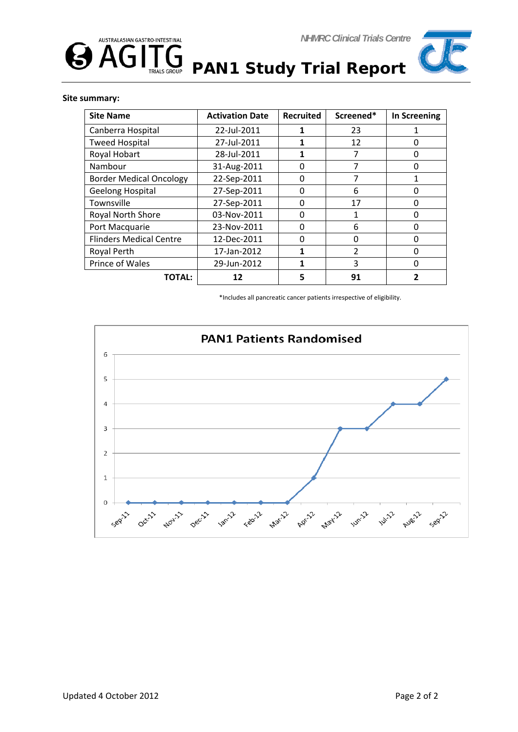# PAN1 Study Trial Report

**Site summary:**

| Site Name | Activation Date | Recruited | Screened* | In Screening |
|---|---|---|---|---|
| Canberra Hospital | 22-Jul-2011 | **1** | 23 | 1 |
| Tweed Hospital | 27-Jul-2011 | **1** | 12 | 0 |
| Royal Hobart | 28-Jul-2011 | **1** | 7 | 0 |
| Nambour | 31-Aug-2011 | 0 | 7 | 0 |
| Border Medical Oncology | 22-Sep-2011 | 0 | 7 | 1 |
| Geelong Hospital | 27-Sep-2011 | 0 | 6 | 0 |
| Townsville | 27-Sep-2011 | 0 | 17 | 0 |
| Royal North Shore | 03-Nov-2011 | 0 | 1 | 0 |
| Port Macquarie | 23-Nov-2011 | 0 | 6 | 0 |
| Flinders Medical Centre | 12-Dec-2011 | 0 | 0 | 0 |
| Royal Perth | 17-Jan-2012 | **1** | 2 | 0 |
| Prince of Wales | 29-Jun-2012 | **1** | 3 | 0 |
| **TOTAL:** | **12** | **5** | **91** | **2** |

*Includes all pancreatic cancer patients irrespective of eligibility.

PAN1 Patients Randomised

0
1
2
3
4
5
6

Sep-11 Oct-11 Nov-11 Dec-11 Jan-12 Feb-12 Mar-12 Apr-12 May-12 Jun-12 Jul-12 Aug-12 Sep-12

Updated 4 October 2012